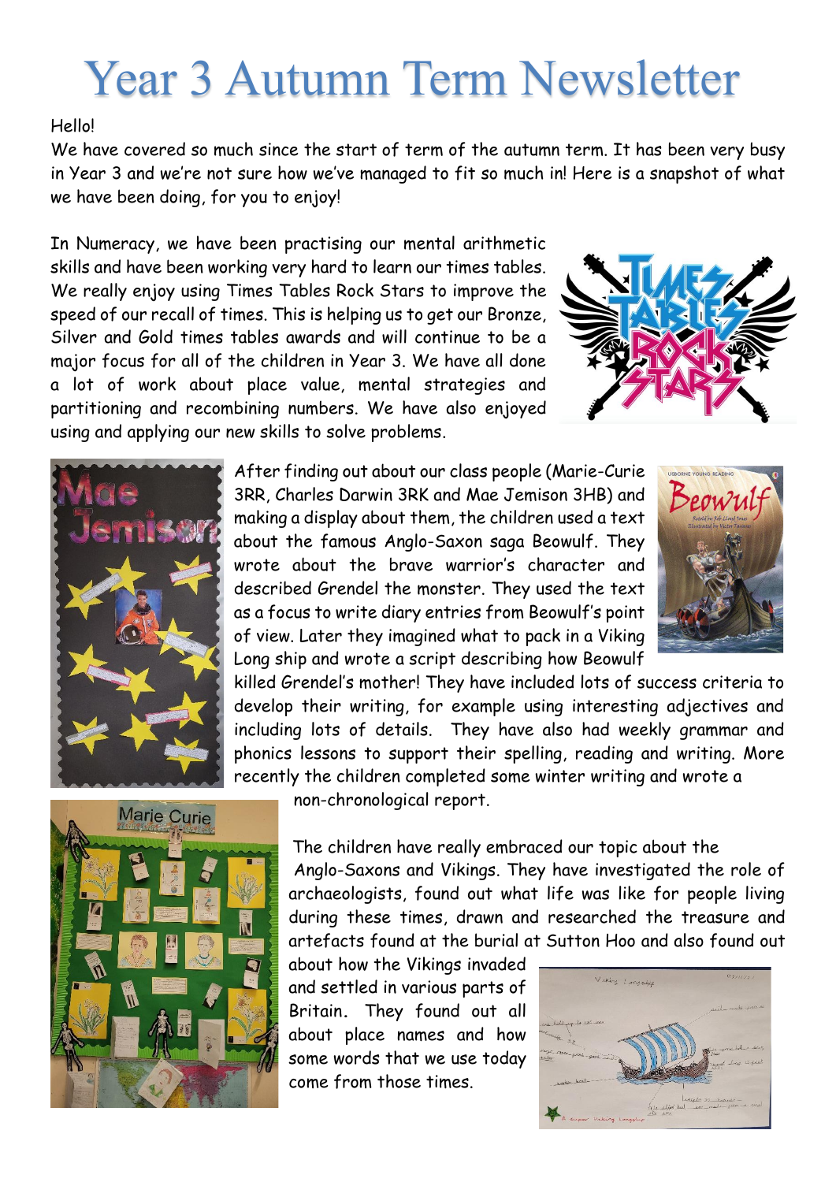# Year 3 Autumn Term Newsletter

Hello!

We have covered so much since the start of term of the autumn term. It has been very busy in Year 3 and we're not sure how we've managed to fit so much in! Here is a snapshot of what we have been doing, for you to enjoy!

In Numeracy, we have been practising our mental arithmetic skills and have been working very hard to learn our times tables. We really enjoy using Times Tables Rock Stars to improve the speed of our recall of times. This is helping us to get our Bronze, Silver and Gold times tables awards and will continue to be a major focus for all of the children in Year 3. We have all done a lot of work about place value, mental strategies and partitioning and recombining numbers. We have also enjoyed using and applying our new skills to solve problems.

After finding out about our class people (Marie-Curie 3RR, Charles Darwin 3RK and Mae Jemison 3HB) and making a display about them, the children used a text about the famous Anglo-Saxon saga Beowulf. They wrote about the brave warrior's character and described Grendel the monster. They used the text as a focus to write diary entries from Beowulf's point of view. Later they imagined what to pack in a Viking Long ship and wrote a script describing how Beowulf killed Grendel's mother! They have included lots of success criteria to develop their writing, for example using interesting adjectives and including lots of details. They have also had weekly grammar and phonics lessons to support their spelling, reading and writing. More recently the children completed some winter writing and wrote a non-chronological report.

The children have really embraced our topic about the Anglo-Saxons and Vikings. They have investigated the role of archaeologists, found out what life was like for people living during these times, drawn and researched the treasure and artefacts found at the burial at Sutton Hoo and also found out about how the Vikings invaded and settled in various parts of Britain. They found out all about place names and how some words that we use today come from those times.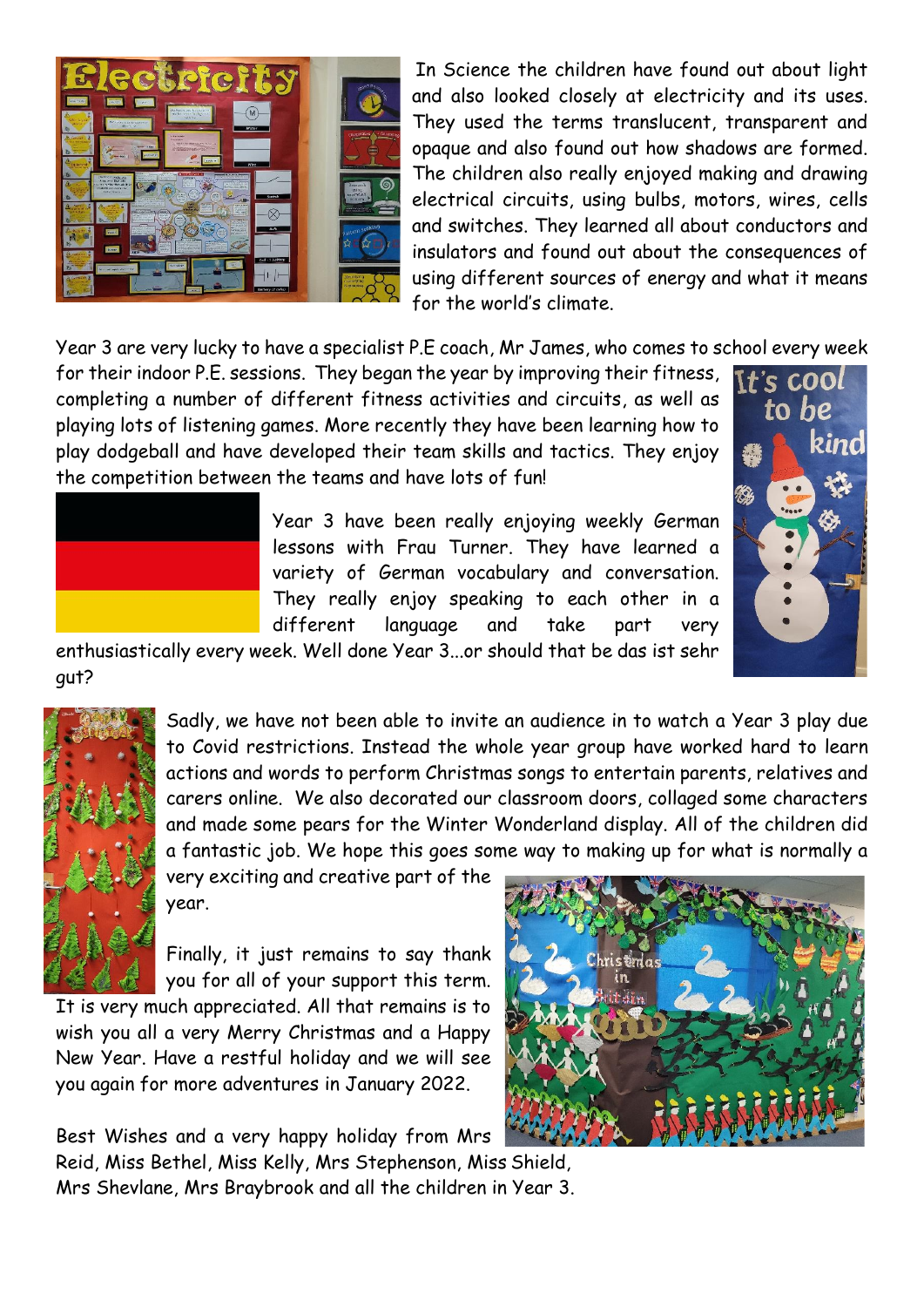In Science the children have found out about light and also looked closely at electricity and its uses. They used the terms translucent, transparent and opaque and also found out how shadows are formed. The children also really enjoyed making and drawing electrical circuits, using bulbs, motors, wires, cells and switches. They learned all about conductors and insulators and found out about the consequences of using different sources of energy and what it means for the world's climate.

Year 3 are very lucky to have a specialist P.E coach, Mr James, who comes to school every week for their indoor P.E. sessions. They began the year by improving their fitness, completing a number of different fitness activities and circuits, as well as playing lots of listening games. More recently they have been learning how to play dodgeball and have developed their team skills and tactics. They enjoy the competition between the teams and have lots of fun!

Year 3 have been really enjoying weekly German lessons with Frau Turner. They have learned a variety of German vocabulary and conversation. They really enjoy speaking to each other in a different language and take part very enthusiastically every week. Well done Year 3...or should that be das ist sehr gut?

Sadly, we have not been able to invite an audience in to watch a Year 3 play due to Covid restrictions. Instead the whole year group have worked hard to learn actions and words to perform Christmas songs to entertain parents, relatives and carers online. We also decorated our classroom doors, collaged some characters and made some pears for the Winter Wonderland display. All of the children did a fantastic job. We hope this goes some way to making up for what is normally a very exciting and creative part of the year.

Finally, it just remains to say thank you for all of your support this term. It is very much appreciated. All that remains is to wish you all a very Merry Christmas and a Happy New Year. Have a restful holiday and we will see you again for more adventures in January 2022.

Best Wishes and a very happy holiday from Mrs Reid, Miss Bethel, Miss Kelly, Mrs Stephenson, Miss Shield, Mrs Shevlane, Mrs Braybrook and all the children in Year 3.